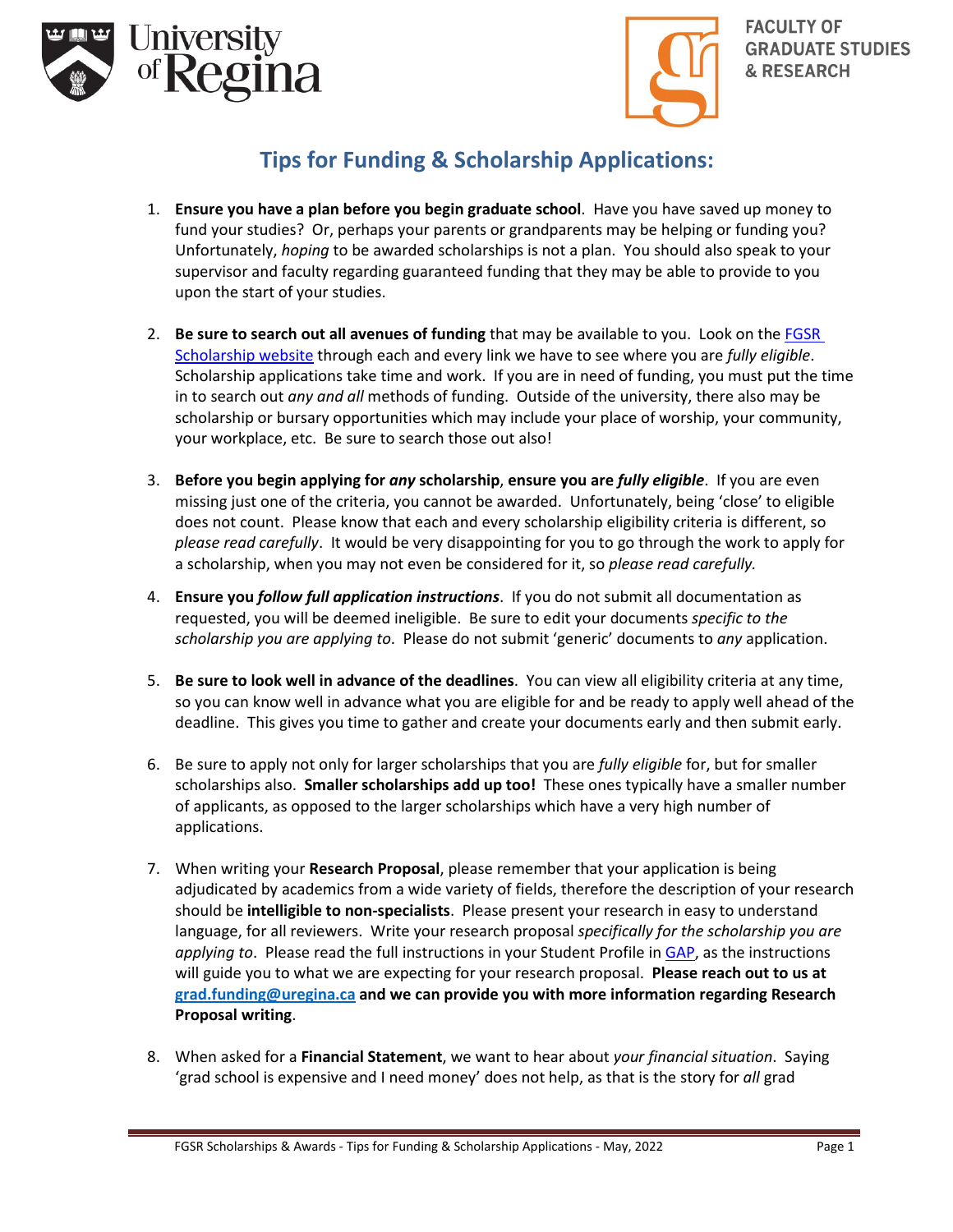University of Regina

FACULTY OF GRADUATE STUDIES & RESEARCH

# Tips for Funding & Scholarship Applications:

1. **Ensure you have a plan before you begin graduate school**. Have you have saved up money to fund your studies? Or, perhaps your parents or grandparents may be helping or funding you? Unfortunately, *hoping* to be awarded scholarships is not a plan. You should also speak to your supervisor and faculty regarding guaranteed funding that they may be able to provide to you upon the start of your studies.

2. **Be sure to search out all avenues of funding** that may be available to you. Look on the [FGSR Scholarship website](#) through each and every link we have to see where you are *fully eligible*. Scholarship applications take time and work. If you are in need of funding, you must put the time in to search out *any and all* methods of funding. Outside of the university, there also may be scholarship or bursary opportunities which may include your place of worship, your community, your workplace, etc. Be sure to search those out also!

3. **Before you begin applying for *any* scholarship**, **ensure you are *fully eligible***. If you are even missing just one of the criteria, you cannot be awarded. Unfortunately, being 'close' to eligible does not count. Please know that each and every scholarship eligibility criteria is different, so *please read carefully*. It would be very disappointing for you to go through the work to apply for a scholarship, when you may not even be considered for it, so *please read carefully.*

4. **Ensure you *follow full application instructions***. If you do not submit all documentation as requested, you will be deemed ineligible. Be sure to edit your documents *specific to the scholarship you are applying to*. Please do not submit 'generic' documents to *any* application.

5. **Be sure to look well in advance of the deadlines**. You can view all eligibility criteria at any time, so you can know well in advance what you are eligible for and be ready to apply well ahead of the deadline. This gives you time to gather and create your documents early and then submit early.

6. Be sure to apply not only for larger scholarships that you are *fully eligible* for, but for smaller scholarships also. **Smaller scholarships add up too!** These ones typically have a smaller number of applicants, as opposed to the larger scholarships which have a very high number of applications.

7. When writing your **Research Proposal**, please remember that your application is being adjudicated by academics from a wide variety of fields, therefore the description of your research should be **intelligible to non-specialists**. Please present your research in easy to understand language, for all reviewers. Write your research proposal *specifically for the scholarship you are applying to*. Please read the full instructions in your Student Profile in [GAP](#), as the instructions will guide you to what we are expecting for your research proposal. **Please reach out to us at [grad.funding@uregina.ca](mailto:grad.funding@uregina.ca) and we can provide you with more information regarding Research Proposal writing**.

8. When asked for a **Financial Statement**, we want to hear about *your financial situation*. Saying 'grad school is expensive and I need money' does not help, as that is the story for *all* grad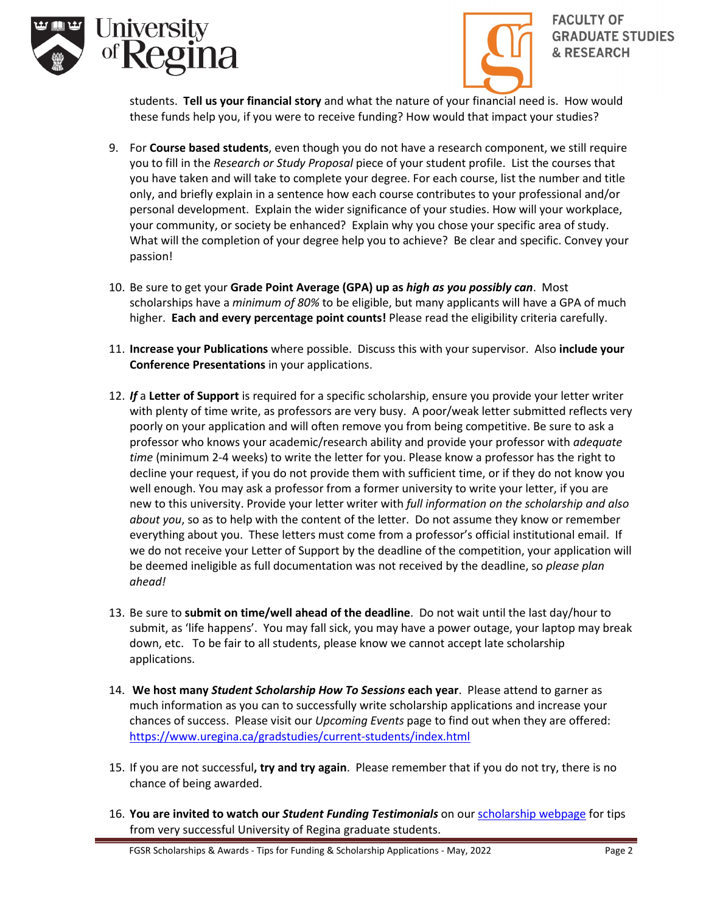students. **Tell us your financial story** and what the nature of your financial need is. How would these funds help you, if you were to receive funding? How would that impact your studies?

9. For **Course based students**, even though you do not have a research component, we still require you to fill in the *Research or Study Proposal* piece of your student profile. List the courses that you have taken and will take to complete your degree. For each course, list the number and title only, and briefly explain in a sentence how each course contributes to your professional and/or personal development. Explain the wider significance of your studies. How will your workplace, your community, or society be enhanced? Explain why you chose your specific area of study. What will the completion of your degree help you to achieve? Be clear and specific. Convey your passion!

10. Be sure to get your **Grade Point Average (GPA) up as** ***high as you possibly can***. Most scholarships have a *minimum of 80%* to be eligible, but many applicants will have a GPA of much higher. **Each and every percentage point counts!** Please read the eligibility criteria carefully.

11. **Increase your Publications** where possible. Discuss this with your supervisor. Also **include your Conference Presentations** in your applications.

12. ***If*** a **Letter of Support** is required for a specific scholarship, ensure you provide your letter writer with plenty of time write, as professors are very busy. A poor/weak letter submitted reflects very poorly on your application and will often remove you from being competitive. Be sure to ask a professor who knows your academic/research ability and provide your professor with *adequate time* (minimum 2-4 weeks) to write the letter for you. Please know a professor has the right to decline your request, if you do not provide them with sufficient time, or if they do not know you well enough. You may ask a professor from a former university to write your letter, if you are new to this university. Provide your letter writer with *full information on the scholarship and also about you*, so as to help with the content of the letter. Do not assume they know or remember everything about you. These letters must come from a professor's official institutional email. If we do not receive your Letter of Support by the deadline of the competition, your application will be deemed ineligible as full documentation was not received by the deadline, so *please plan ahead!*

13. Be sure to **submit on time/well ahead of the deadline**. Do not wait until the last day/hour to submit, as 'life happens'. You may fall sick, you may have a power outage, your laptop may break down, etc. To be fair to all students, please know we cannot accept late scholarship applications.

14. **We host many** ***Student Scholarship How To Sessions*** **each year**. Please attend to garner as much information as you can to successfully write scholarship applications and increase your chances of success. Please visit our *Upcoming Events* page to find out when they are offered: [https://www.uregina.ca/gradstudies/current-students/index.html](https://www.uregina.ca/gradstudies/current-students/index.html)

15. If you are not successful**, try and try again**. Please remember that if you do not try, there is no chance of being awarded.

16. **You are invited to watch our** ***Student Funding Testimonials*** on our [scholarship webpage](#) for tips from very successful University of Regina graduate students.